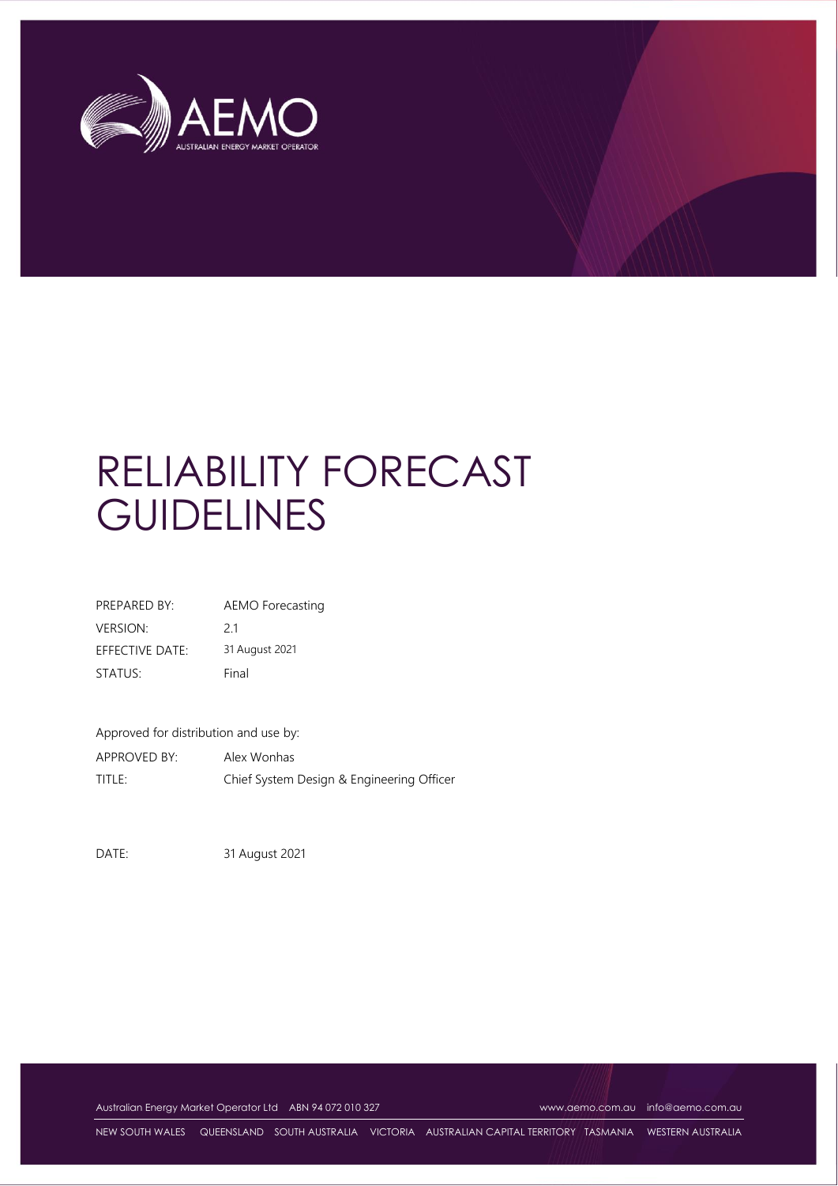# RELIABILITY FORECAST GUIDELINES

| | |
|---|---|
| PREPARED BY: | AEMO Forecasting |
| VERSION: | 2.1 |
| EFFECTIVE DATE: | 31 August 2021 |
| STATUS: | Final |

Approved for distribution and use by:

| | |
|---|---|
| APPROVED BY: | Alex Wonhas |
| TITLE: | Chief System Design & Engineering Officer |

DATE: 31 August 2021

Australian Energy Market Operator Ltd ABN 94 072 010 327 www.aemo.com.au info@aemo.com.au

NEW SOUTH WALES QUEENSLAND SOUTH AUSTRALIA VICTORIA AUSTRALIAN CAPITAL TERRITORY TASMANIA WESTERN AUSTRALIA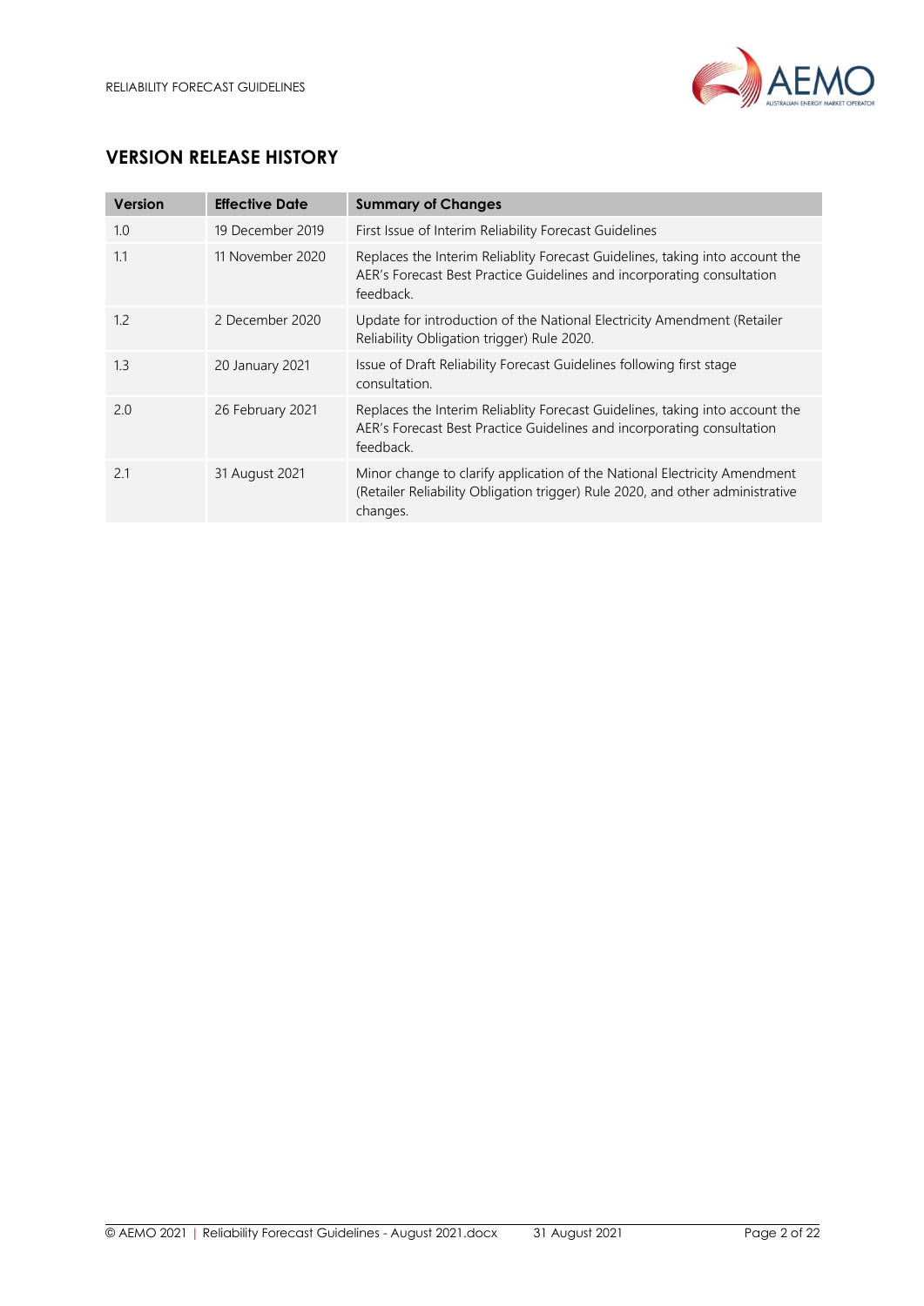## VERSION RELEASE HISTORY

| Version | Effective Date | Summary of Changes |
|---|---|---|
| 1.0 | 19 December 2019 | First Issue of Interim Reliability Forecast Guidelines |
| 1.1 | 11 November 2020 | Replaces the Interim Reliablity Forecast Guidelines, taking into account the AER's Forecast Best Practice Guidelines and incorporating consultation feedback. |
| 1.2 | 2 December 2020 | Update for introduction of the National Electricity Amendment (Retailer Reliability Obligation trigger) Rule 2020. |
| 1.3 | 20 January 2021 | Issue of Draft Reliability Forecast Guidelines following first stage consultation. |
| 2.0 | 26 February 2021 | Replaces the Interim Reliablity Forecast Guidelines, taking into account the AER's Forecast Best Practice Guidelines and incorporating consultation feedback. |
| 2.1 | 31 August 2021 | Minor change to clarify application of the National Electricity Amendment (Retailer Reliability Obligation trigger) Rule 2020, and other administrative changes. |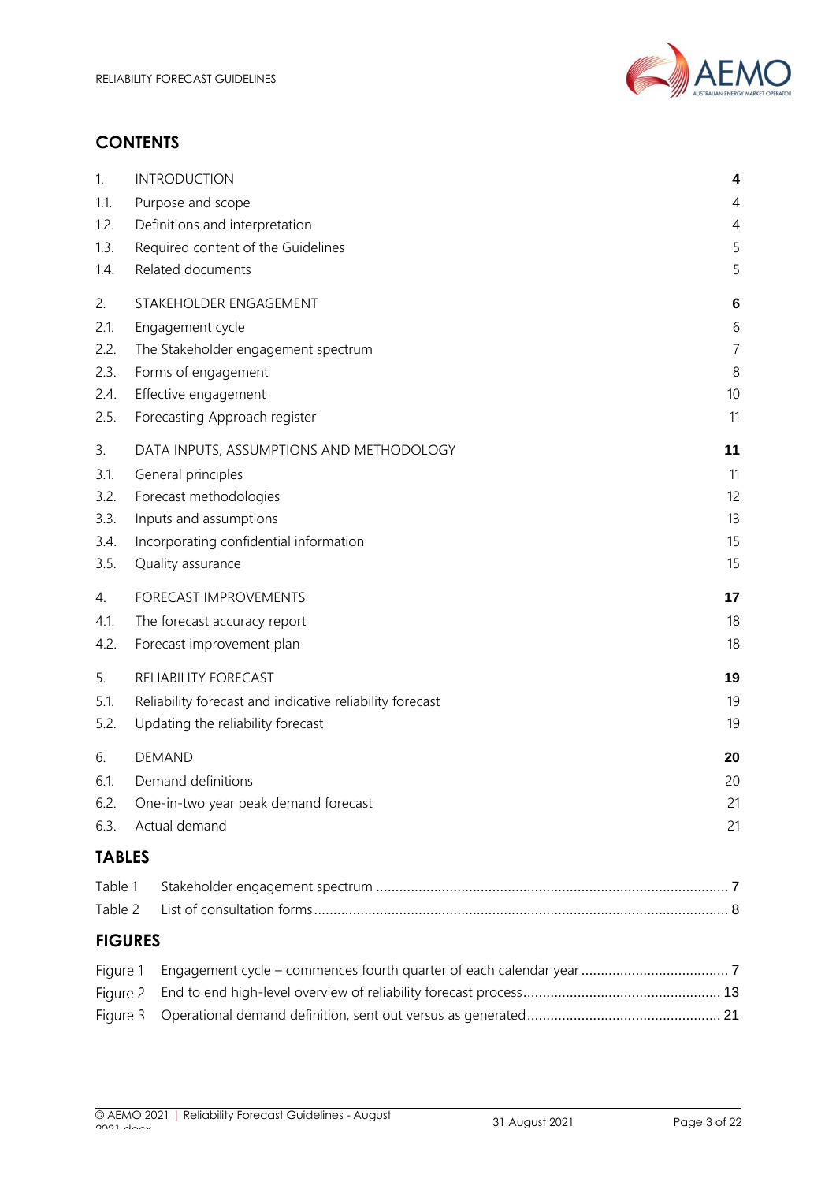## CONTENTS

| | | |
|---|---|---|
| 1. | INTRODUCTION | **4** |
| 1.1. | Purpose and scope | 4 |
| 1.2. | Definitions and interpretation | 4 |
| 1.3. | Required content of the Guidelines | 5 |
| 1.4. | Related documents | 5 |
| 2. | STAKEHOLDER ENGAGEMENT | **6** |
| 2.1. | Engagement cycle | 6 |
| 2.2. | The Stakeholder engagement spectrum | 7 |
| 2.3. | Forms of engagement | 8 |
| 2.4. | Effective engagement | 10 |
| 2.5. | Forecasting Approach register | 11 |
| 3. | DATA INPUTS, ASSUMPTIONS AND METHODOLOGY | **11** |
| 3.1. | General principles | 11 |
| 3.2. | Forecast methodologies | 12 |
| 3.3. | Inputs and assumptions | 13 |
| 3.4. | Incorporating confidential information | 15 |
| 3.5. | Quality assurance | 15 |
| 4. | FORECAST IMPROVEMENTS | **17** |
| 4.1. | The forecast accuracy report | 18 |
| 4.2. | Forecast improvement plan | 18 |
| 5. | RELIABILITY FORECAST | **19** |
| 5.1. | Reliability forecast and indicative reliability forecast | 19 |
| 5.2. | Updating the reliability forecast | 19 |
| 6. | DEMAND | **20** |
| 6.1. | Demand definitions | 20 |
| 6.2. | One-in-two year peak demand forecast | 21 |
| 6.3. | Actual demand | 21 |

## TABLES

| | | |
|---|---|---|
| Table 1 | Stakeholder engagement spectrum | 7 |
| Table 2 | List of consultation forms | 8 |

## FIGURES

| | | |
|---|---|---|
| Figure 1 | Engagement cycle – commences fourth quarter of each calendar year | 7 |
| Figure 2 | End to end high-level overview of reliability forecast process | 13 |
| Figure 3 | Operational demand definition, sent out versus as generated | 21 |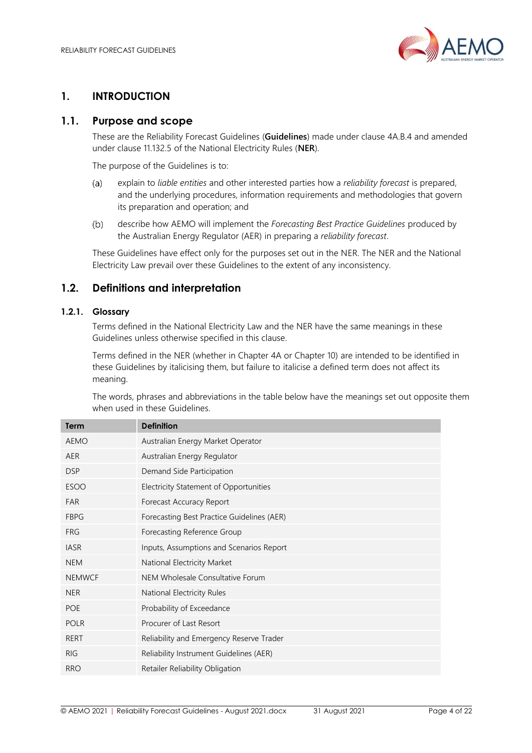# 1. INTRODUCTION

## 1.1. Purpose and scope

These are the Reliability Forecast Guidelines (**Guidelines**) made under clause 4A.B.4 and amended under clause 11.132.5 of the National Electricity Rules (**NER**).

The purpose of the Guidelines is to:

(a) explain to *liable entities* and other interested parties how a *reliability forecast* is prepared, and the underlying procedures, information requirements and methodologies that govern its preparation and operation; and

(b) describe how AEMO will implement the *Forecasting Best Practice Guidelines* produced by the Australian Energy Regulator (AER) in preparing a *reliability forecast*.

These Guidelines have effect only for the purposes set out in the NER. The NER and the National Electricity Law prevail over these Guidelines to the extent of any inconsistency.

## 1.2. Definitions and interpretation

### 1.2.1. Glossary

Terms defined in the National Electricity Law and the NER have the same meanings in these Guidelines unless otherwise specified in this clause.

Terms defined in the NER (whether in Chapter 4A or Chapter 10) are intended to be identified in these Guidelines by italicising them, but failure to italicise a defined term does not affect its meaning.

The words, phrases and abbreviations in the table below have the meanings set out opposite them when used in these Guidelines.

| Term | Definition |
|---|---|
| AEMO | Australian Energy Market Operator |
| AER | Australian Energy Regulator |
| DSP | Demand Side Participation |
| ESOO | Electricity Statement of Opportunities |
| FAR | Forecast Accuracy Report |
| FBPG | Forecasting Best Practice Guidelines (AER) |
| FRG | Forecasting Reference Group |
| IASR | Inputs, Assumptions and Scenarios Report |
| NEM | National Electricity Market |
| NEMWCF | NEM Wholesale Consultative Forum |
| NER | National Electricity Rules |
| POE | Probability of Exceedance |
| POLR | Procurer of Last Resort |
| RERT | Reliability and Emergency Reserve Trader |
| RIG | Reliability Instrument Guidelines (AER) |
| RRO | Retailer Reliability Obligation |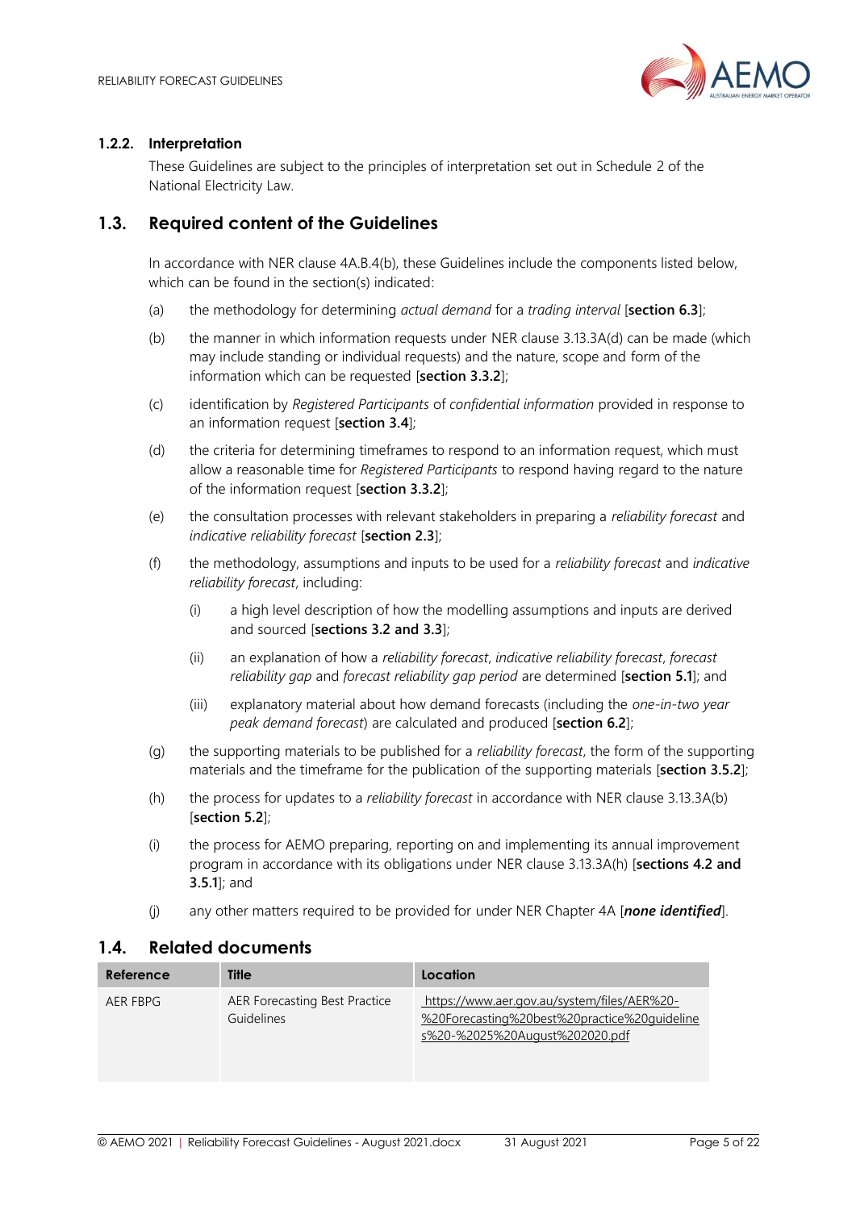#### 1.2.2. Interpretation

These Guidelines are subject to the principles of interpretation set out in Schedule 2 of the National Electricity Law.

## 1.3. Required content of the Guidelines

In accordance with NER clause 4A.B.4(b), these Guidelines include the components listed below, which can be found in the section(s) indicated:

(a) the methodology for determining *actual demand* for a *trading interval* [**section 6.3**];

(b) the manner in which information requests under NER clause 3.13.3A(d) can be made (which may include standing or individual requests) and the nature, scope and form of the information which can be requested [**section 3.3.2**];

(c) identification by *Registered Participants* of *confidential information* provided in response to an information request [**section 3.4**];

(d) the criteria for determining timeframes to respond to an information request, which must allow a reasonable time for *Registered Participants* to respond having regard to the nature of the information request [**section 3.3.2**];

(e) the consultation processes with relevant stakeholders in preparing a *reliability forecast* and *indicative reliability forecast* [**section 2.3**];

(f) the methodology, assumptions and inputs to be used for a *reliability forecast* and *indicative reliability forecast*, including:

   (i) a high level description of how the modelling assumptions and inputs are derived and sourced [**sections 3.2 and 3.3**];

   (ii) an explanation of how a *reliability forecast*, *indicative reliability forecast*, *forecast reliability gap* and *forecast reliability gap period* are determined [**section 5.1**]; and

   (iii) explanatory material about how demand forecasts (including the *one-in-two year peak demand forecast*) are calculated and produced [**section 6.2**];

(g) the supporting materials to be published for a *reliability forecast*, the form of the supporting materials and the timeframe for the publication of the supporting materials [**section 3.5.2**];

(h) the process for updates to a *reliability forecast* in accordance with NER clause 3.13.3A(b) [**section 5.2**];

(i) the process for AEMO preparing, reporting on and implementing its annual improvement program in accordance with its obligations under NER clause 3.13.3A(h) [**sections 4.2 and 3.5.1**]; and

(j) any other matters required to be provided for under NER Chapter 4A [***none identified***].

## 1.4. Related documents

| Reference | Title | Location |
|---|---|---|
| AER FBPG | AER Forecasting Best Practice Guidelines | https://www.aer.gov.au/system/files/AER%20-%20Forecasting%20best%20practice%20guidelines%20-%2025%20August%202020.pdf |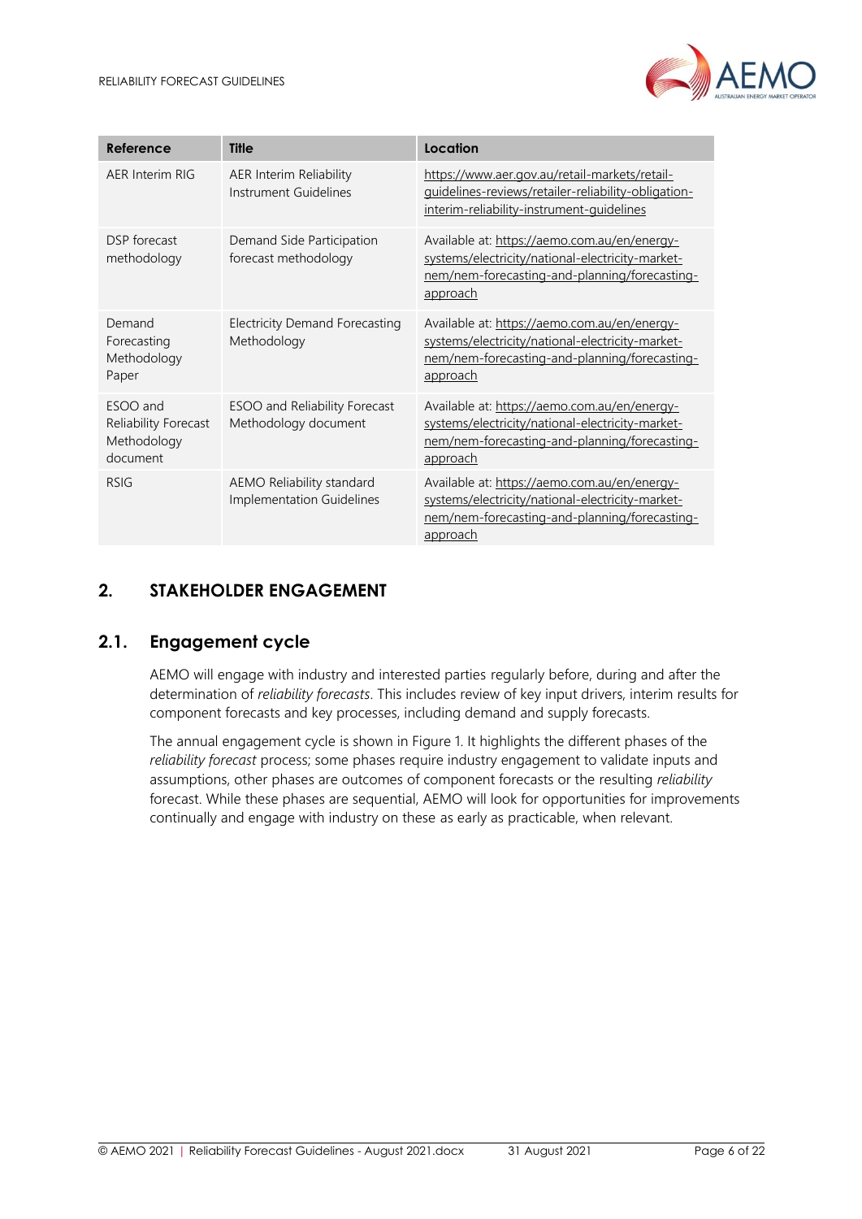| Reference | Title | Location |
|---|---|---|
| AER Interim RIG | AER Interim Reliability Instrument Guidelines | https://www.aer.gov.au/retail-markets/retail-guidelines-reviews/retailer-reliability-obligation-interim-reliability-instrument-guidelines |
| DSP forecast methodology | Demand Side Participation forecast methodology | Available at: https://aemo.com.au/en/energy-systems/electricity/national-electricity-market-nem/nem-forecasting-and-planning/forecasting-approach |
| Demand Forecasting Methodology Paper | Electricity Demand Forecasting Methodology | Available at: https://aemo.com.au/en/energy-systems/electricity/national-electricity-market-nem/nem-forecasting-and-planning/forecasting-approach |
| ESOO and Reliability Forecast Methodology document | ESOO and Reliability Forecast Methodology document | Available at: https://aemo.com.au/en/energy-systems/electricity/national-electricity-market-nem/nem-forecasting-and-planning/forecasting-approach |
| RSIG | AEMO Reliability standard Implementation Guidelines | Available at: https://aemo.com.au/en/energy-systems/electricity/national-electricity-market-nem/nem-forecasting-and-planning/forecasting-approach |

# 2. STAKEHOLDER ENGAGEMENT

## 2.1. Engagement cycle

AEMO will engage with industry and interested parties regularly before, during and after the determination of *reliability forecasts*. This includes review of key input drivers, interim results for component forecasts and key processes, including demand and supply forecasts.

The annual engagement cycle is shown in Figure 1. It highlights the different phases of the *reliability forecast* process; some phases require industry engagement to validate inputs and assumptions, other phases are outcomes of component forecasts or the resulting *reliability* forecast. While these phases are sequential, AEMO will look for opportunities for improvements continually and engage with industry on these as early as practicable, when relevant.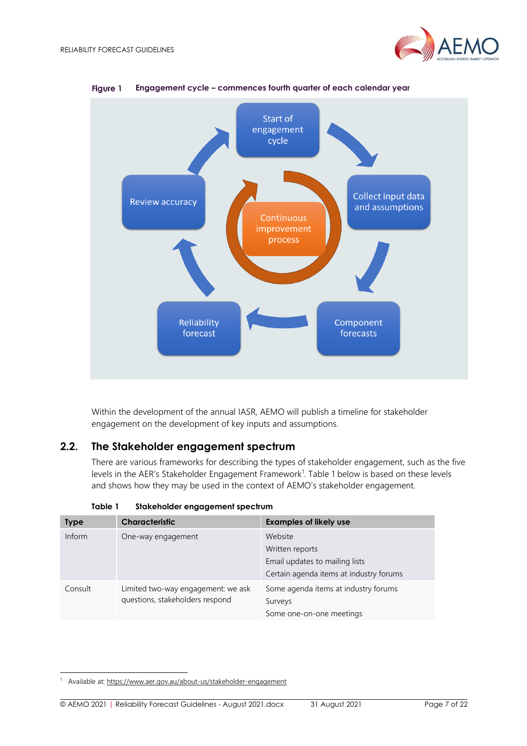Figure 1 Engagement cycle – commences fourth quarter of each calendar year

Start of engagement cycle

Collect input data and assumptions

Component forecasts

Reliability forecast

Review accuracy

Continuous improvement process

Within the development of the annual IASR, AEMO will publish a timeline for stakeholder engagement on the development of key inputs and assumptions.

## 2.2. The Stakeholder engagement spectrum

There are various frameworks for describing the types of stakeholder engagement, such as the five levels in the AER's Stakeholder Engagement Framework[1]. Table 1 below is based on these levels and shows how they may be used in the context of AEMO's stakeholder engagement.

Table 1 Stakeholder engagement spectrum

| Type | Characteristic | Examples of likely use |
|---|---|---|
| Inform | One-way engagement | Website<br>Written reports<br>Email updates to mailing lists<br>Certain agenda items at industry forums |
| Consult | Limited two-way engagement: we ask questions, stakeholders respond | Some agenda items at industry forums<br>Surveys<br>Some one-on-one meetings |

[1] Available at: https://www.aer.gov.au/about-us/stakeholder-engagement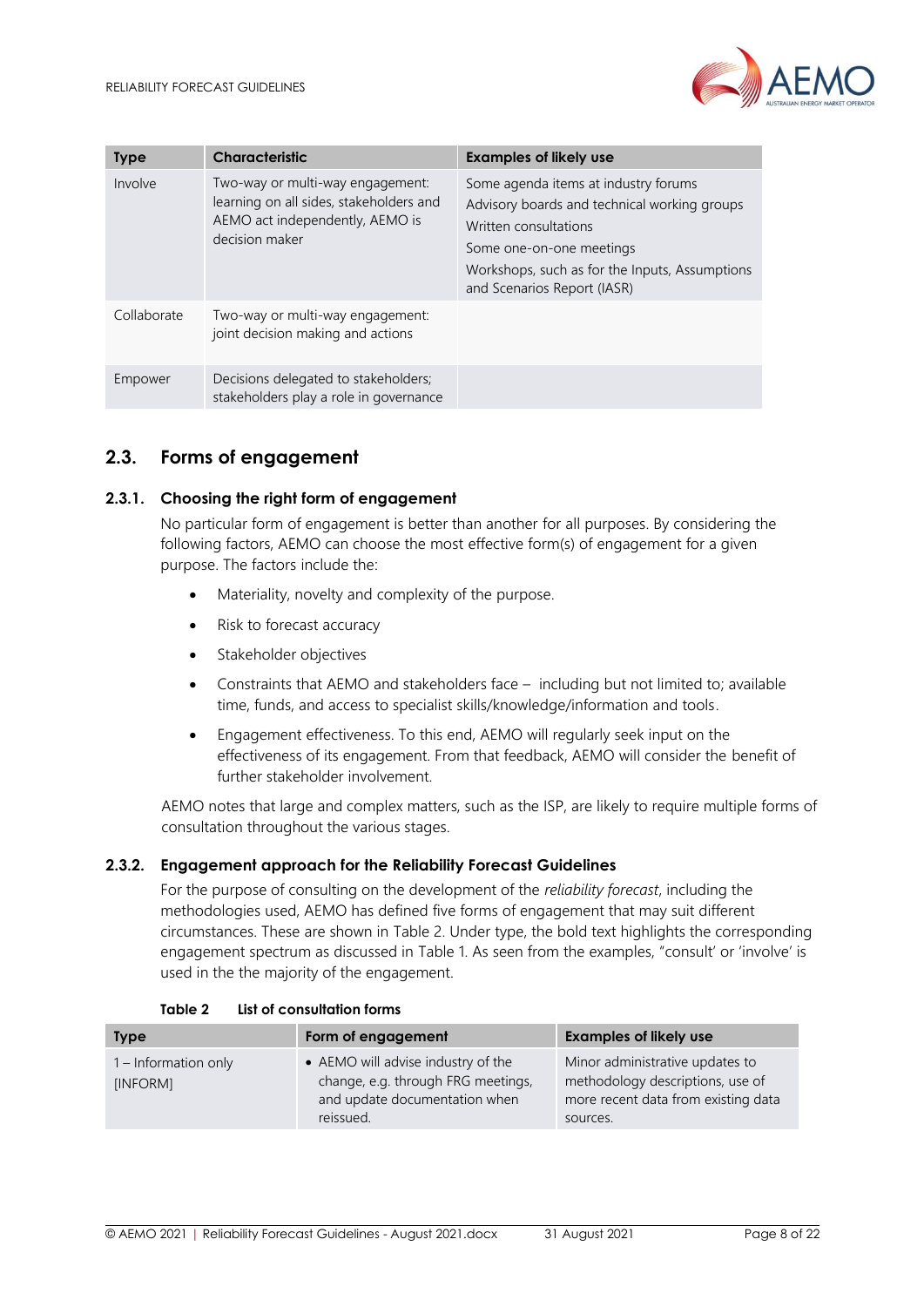| Type | Characteristic | Examples of likely use |
| --- | --- | --- |
| Involve | Two-way or multi-way engagement: learning on all sides, stakeholders and AEMO act independently, AEMO is decision maker | Some agenda items at industry forums<br>Advisory boards and technical working groups<br>Written consultations<br>Some one-on-one meetings<br>Workshops, such as for the Inputs, Assumptions and Scenarios Report (IASR) |
| Collaborate | Two-way or multi-way engagement: joint decision making and actions | |
| Empower | Decisions delegated to stakeholders; stakeholders play a role in governance | |

## 2.3. Forms of engagement

### 2.3.1. Choosing the right form of engagement

No particular form of engagement is better than another for all purposes. By considering the following factors, AEMO can choose the most effective form(s) of engagement for a given purpose. The factors include the:

- Materiality, novelty and complexity of the purpose.
- Risk to forecast accuracy
- Stakeholder objectives
- Constraints that AEMO and stakeholders face – including but not limited to; available time, funds, and access to specialist skills/knowledge/information and tools.
- Engagement effectiveness. To this end, AEMO will regularly seek input on the effectiveness of its engagement. From that feedback, AEMO will consider the benefit of further stakeholder involvement.

AEMO notes that large and complex matters, such as the ISP, are likely to require multiple forms of consultation throughout the various stages.

### 2.3.2. Engagement approach for the Reliability Forecast Guidelines

For the purpose of consulting on the development of the *reliability forecast*, including the methodologies used, AEMO has defined five forms of engagement that may suit different circumstances. These are shown in Table 2. Under type, the bold text highlights the corresponding engagement spectrum as discussed in Table 1. As seen from the examples, "consult' or 'involve' is used in the the majority of the engagement.

**Table 2 List of consultation forms**

| Type | Form of engagement | Examples of likely use |
| --- | --- | --- |
| 1 – Information only [INFORM] | • AEMO will advise industry of the change, e.g. through FRG meetings, and update documentation when reissued. | Minor administrative updates to methodology descriptions, use of more recent data from existing data sources. |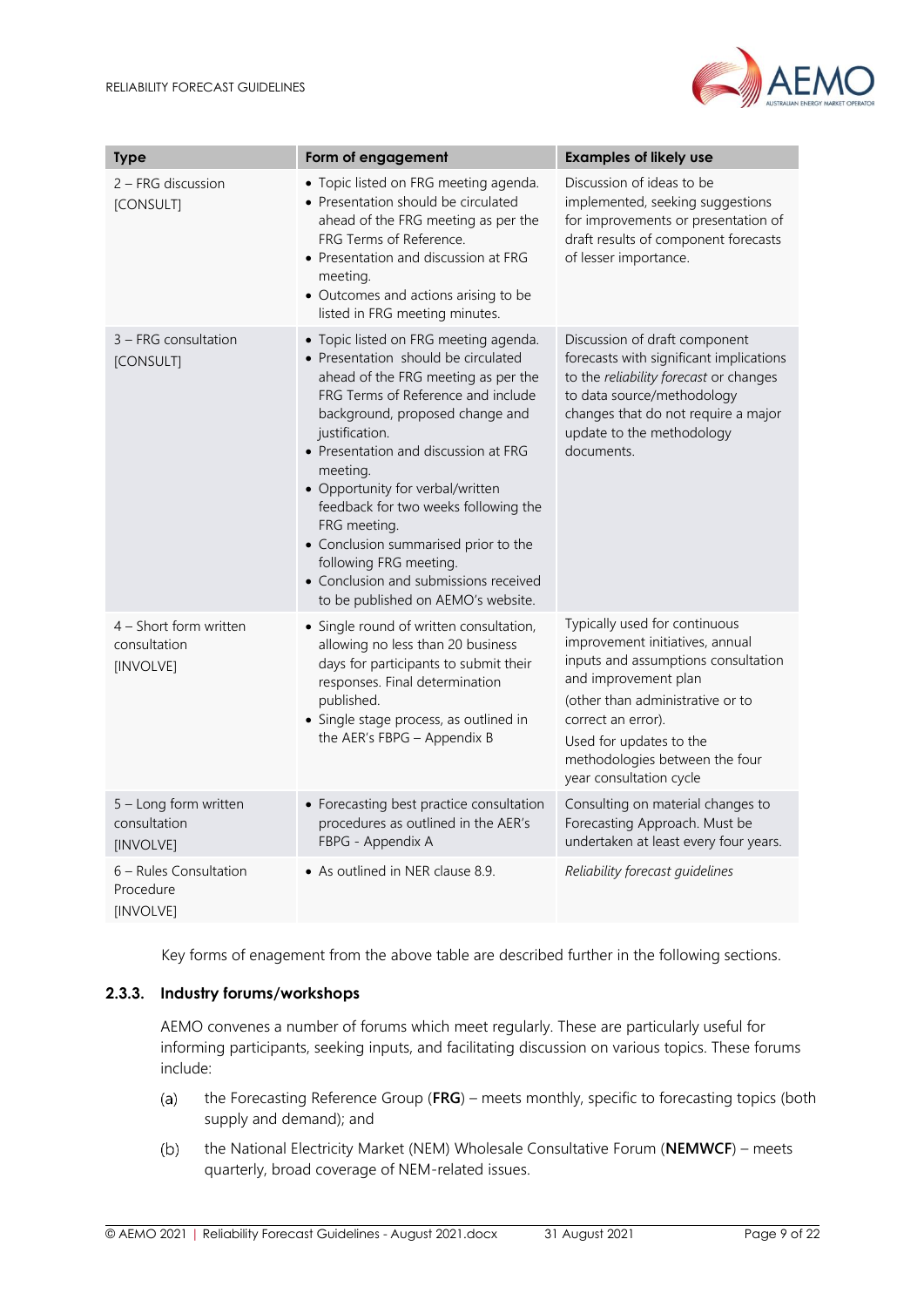| Type | Form of engagement | Examples of likely use |
| --- | --- | --- |
| 2 – FRG discussion [CONSULT] | • Topic listed on FRG meeting agenda.<br>• Presentation should be circulated ahead of the FRG meeting as per the FRG Terms of Reference.<br>• Presentation and discussion at FRG meeting.<br>• Outcomes and actions arising to be listed in FRG meeting minutes. | Discussion of ideas to be implemented, seeking suggestions for improvements or presentation of draft results of component forecasts of lesser importance. |
| 3 – FRG consultation [CONSULT] | • Topic listed on FRG meeting agenda.<br>• Presentation should be circulated ahead of the FRG meeting as per the FRG Terms of Reference and include background, proposed change and justification.<br>• Presentation and discussion at FRG meeting.<br>• Opportunity for verbal/written feedback for two weeks following the FRG meeting.<br>• Conclusion summarised prior to the following FRG meeting.<br>• Conclusion and submissions received to be published on AEMO's website. | Discussion of draft component forecasts with significant implications to the *reliability forecast* or changes to data source/methodology changes that do not require a major update to the methodology documents. |
| 4 – Short form written consultation [INVOLVE] | • Single round of written consultation, allowing no less than 20 business days for participants to submit their responses. Final determination published.<br>• Single stage process, as outlined in the AER's FBPG – Appendix B | Typically used for continuous improvement initiatives, annual inputs and assumptions consultation and improvement plan (other than administrative or to correct an error).<br>Used for updates to the methodologies between the four year consultation cycle |
| 5 – Long form written consultation [INVOLVE] | • Forecasting best practice consultation procedures as outlined in the AER's FBPG - Appendix A | Consulting on material changes to Forecasting Approach. Must be undertaken at least every four years. |
| 6 – Rules Consultation Procedure [INVOLVE] | • As outlined in NER clause 8.9. | *Reliability forecast guidelines* |

Key forms of enagement from the above table are described further in the following sections.

### 2.3.3. Industry forums/workshops

AEMO convenes a number of forums which meet regularly. These are particularly useful for informing participants, seeking inputs, and facilitating discussion on various topics. These forums include:

(a) the Forecasting Reference Group (**FRG**) – meets monthly, specific to forecasting topics (both supply and demand); and

(b) the National Electricity Market (NEM) Wholesale Consultative Forum (**NEMWCF**) – meets quarterly, broad coverage of NEM-related issues.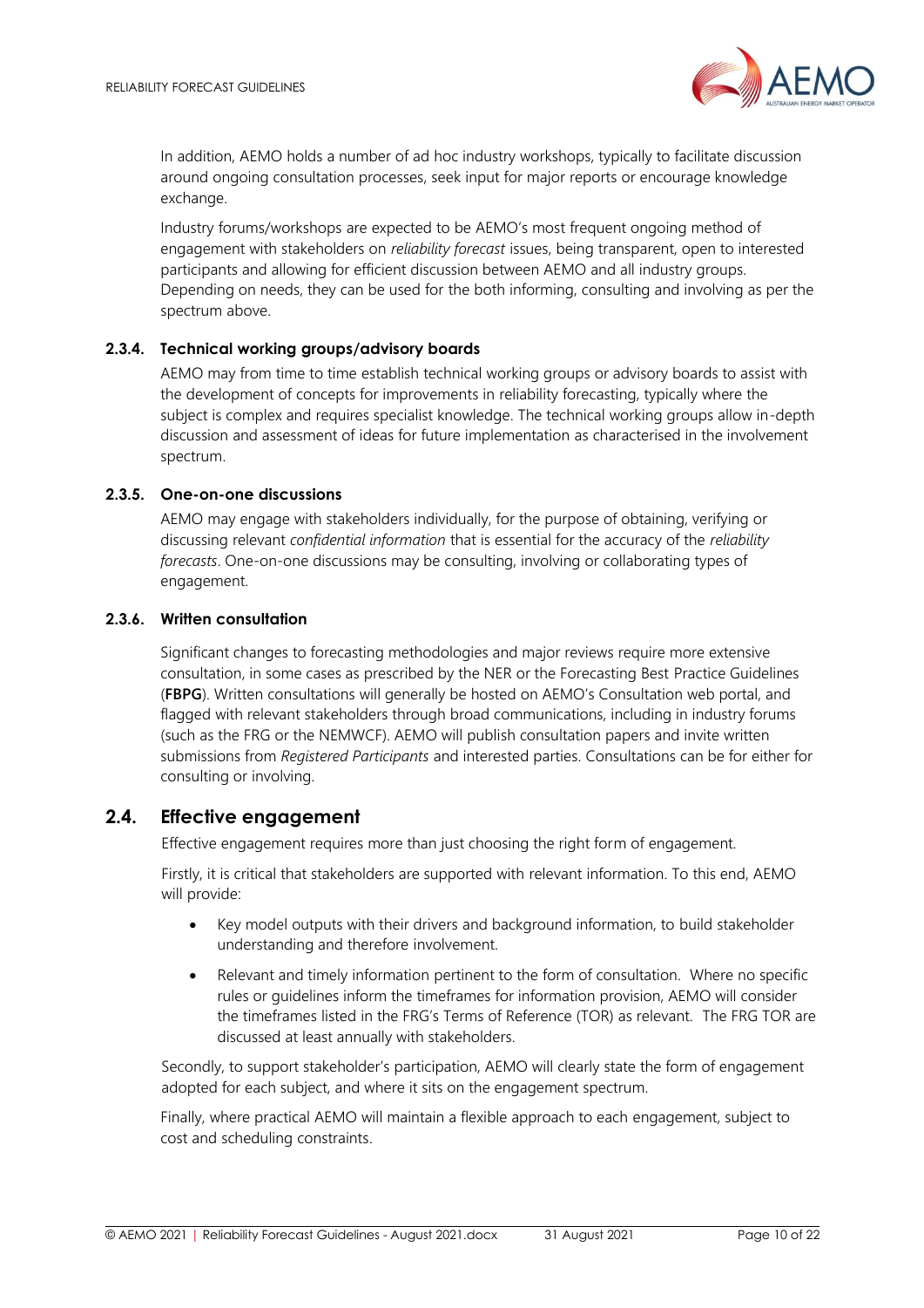In addition, AEMO holds a number of ad hoc industry workshops, typically to facilitate discussion around ongoing consultation processes, seek input for major reports or encourage knowledge exchange.

Industry forums/workshops are expected to be AEMO's most frequent ongoing method of engagement with stakeholders on *reliability forecast* issues, being transparent, open to interested participants and allowing for efficient discussion between AEMO and all industry groups. Depending on needs, they can be used for the both informing, consulting and involving as per the spectrum above.

### 2.3.4. Technical working groups/advisory boards

AEMO may from time to time establish technical working groups or advisory boards to assist with the development of concepts for improvements in reliability forecasting, typically where the subject is complex and requires specialist knowledge. The technical working groups allow in-depth discussion and assessment of ideas for future implementation as characterised in the involvement spectrum.

### 2.3.5. One-on-one discussions

AEMO may engage with stakeholders individually, for the purpose of obtaining, verifying or discussing relevant *confidential information* that is essential for the accuracy of the *reliability forecasts*. One-on-one discussions may be consulting, involving or collaborating types of engagement.

### 2.3.6. Written consultation

Significant changes to forecasting methodologies and major reviews require more extensive consultation, in some cases as prescribed by the NER or the Forecasting Best Practice Guidelines (**FBPG**). Written consultations will generally be hosted on AEMO's Consultation web portal, and flagged with relevant stakeholders through broad communications, including in industry forums (such as the FRG or the NEMWCF). AEMO will publish consultation papers and invite written submissions from *Registered Participants* and interested parties. Consultations can be for either for consulting or involving.

## 2.4. Effective engagement

Effective engagement requires more than just choosing the right form of engagement.

Firstly, it is critical that stakeholders are supported with relevant information. To this end, AEMO will provide:

- Key model outputs with their drivers and background information, to build stakeholder understanding and therefore involvement.
- Relevant and timely information pertinent to the form of consultation. Where no specific rules or guidelines inform the timeframes for information provision, AEMO will consider the timeframes listed in the FRG's Terms of Reference (TOR) as relevant. The FRG TOR are discussed at least annually with stakeholders.

Secondly, to support stakeholder's participation, AEMO will clearly state the form of engagement adopted for each subject, and where it sits on the engagement spectrum.

Finally, where practical AEMO will maintain a flexible approach to each engagement, subject to cost and scheduling constraints.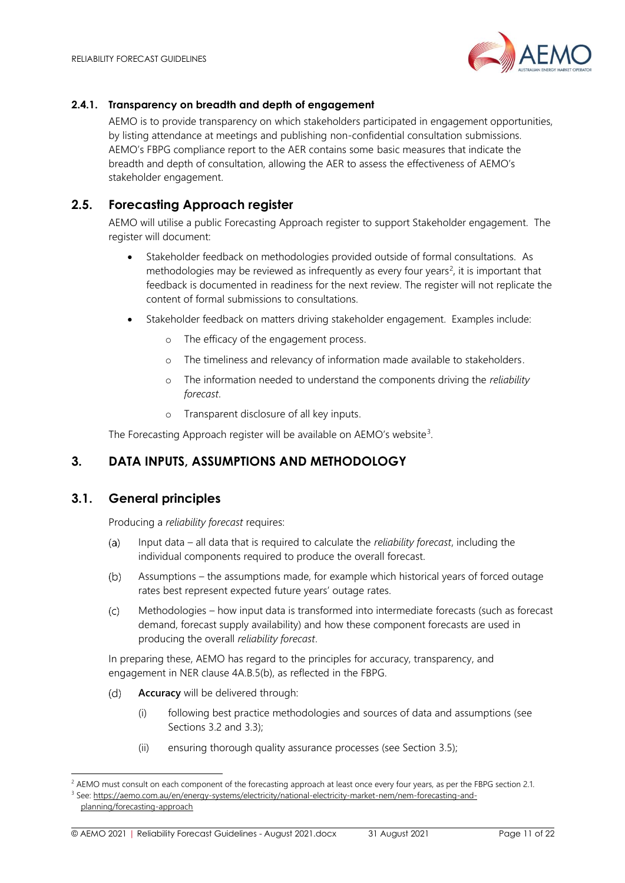### 2.4.1. Transparency on breadth and depth of engagement

AEMO is to provide transparency on which stakeholders participated in engagement opportunities, by listing attendance at meetings and publishing non-confidential consultation submissions. AEMO's FBPG compliance report to the AER contains some basic measures that indicate the breadth and depth of consultation, allowing the AER to assess the effectiveness of AEMO's stakeholder engagement.

## 2.5. Forecasting Approach register

AEMO will utilise a public Forecasting Approach register to support Stakeholder engagement. The register will document:

- Stakeholder feedback on methodologies provided outside of formal consultations. As methodologies may be reviewed as infrequently as every four years[2], it is important that feedback is documented in readiness for the next review. The register will not replicate the content of formal submissions to consultations.
- Stakeholder feedback on matters driving stakeholder engagement. Examples include:
  - The efficacy of the engagement process.
  - The timeliness and relevancy of information made available to stakeholders.
  - The information needed to understand the components driving the *reliability forecast*.
  - Transparent disclosure of all key inputs.

The Forecasting Approach register will be available on AEMO's website[3].

# 3. DATA INPUTS, ASSUMPTIONS AND METHODOLOGY

## 3.1. General principles

Producing a *reliability forecast* requires:

(a) Input data – all data that is required to calculate the *reliability forecast*, including the individual components required to produce the overall forecast.

(b) Assumptions – the assumptions made, for example which historical years of forced outage rates best represent expected future years' outage rates.

(c) Methodologies – how input data is transformed into intermediate forecasts (such as forecast demand, forecast supply availability) and how these component forecasts are used in producing the overall *reliability forecast*.

In preparing these, AEMO has regard to the principles for accuracy, transparency, and engagement in NER clause 4A.B.5(b), as reflected in the FBPG.

(d) **Accuracy** will be delivered through:

  (i) following best practice methodologies and sources of data and assumptions (see Sections 3.2 and 3.3);

  (ii) ensuring thorough quality assurance processes (see Section 3.5);

---

[2] AEMO must consult on each component of the forecasting approach at least once every four years, as per the FBPG section 2.1.

[3] See: https://aemo.com.au/en/energy-systems/electricity/national-electricity-market-nem/nem-forecasting-and-planning/forecasting-approach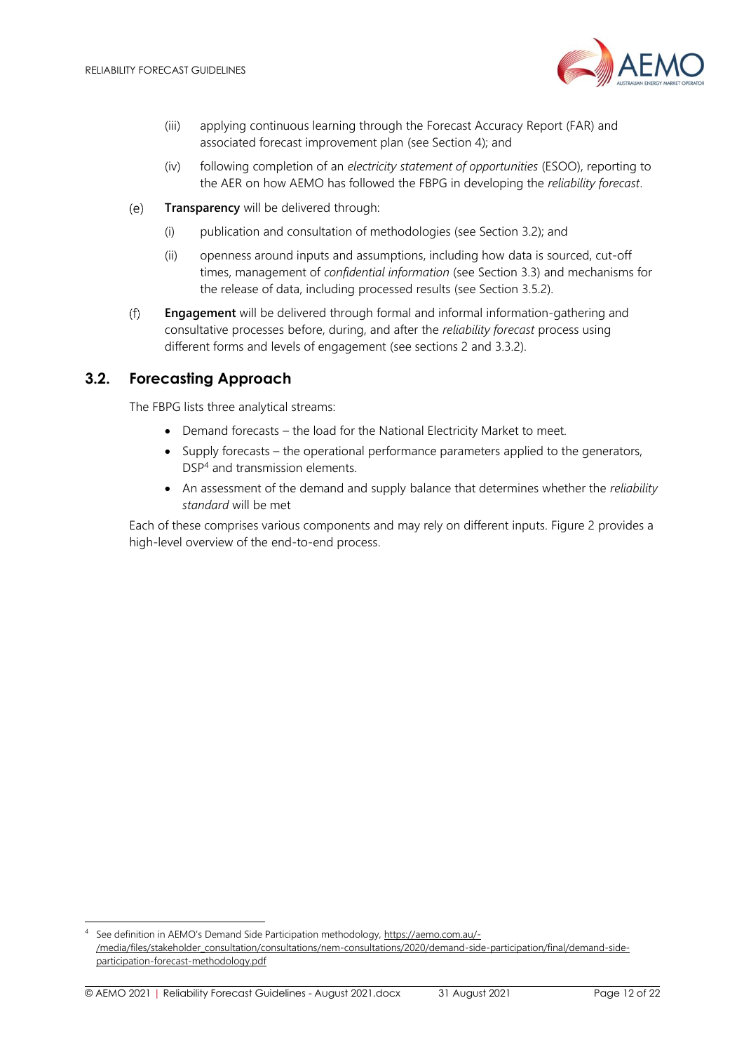(iii) applying continuous learning through the Forecast Accuracy Report (FAR) and associated forecast improvement plan (see Section 4); and

   (iv) following completion of an *electricity statement of opportunities* (ESOO), reporting to the AER on how AEMO has followed the FBPG in developing the *reliability forecast*.

(e) **Transparency** will be delivered through:

   (i) publication and consultation of methodologies (see Section 3.2); and

   (ii) openness around inputs and assumptions, including how data is sourced, cut-off times, management of *confidential information* (see Section 3.3) and mechanisms for the release of data, including processed results (see Section 3.5.2).

(f) **Engagement** will be delivered through formal and informal information-gathering and consultative processes before, during, and after the *reliability forecast* process using different forms and levels of engagement (see sections 2 and 3.3.2).

## 3.2. Forecasting Approach

The FBPG lists three analytical streams:

- Demand forecasts – the load for the National Electricity Market to meet.
- Supply forecasts – the operational performance parameters applied to the generators, DSP[4] and transmission elements.
- An assessment of the demand and supply balance that determines whether the *reliability standard* will be met

Each of these comprises various components and may rely on different inputs. Figure 2 provides a high-level overview of the end-to-end process.

[4] See definition in AEMO's Demand Side Participation methodology, https://aemo.com.au/-/media/files/stakeholder_consultation/consultations/nem-consultations/2020/demand-side-participation/final/demand-side-participation-forecast-methodology.pdf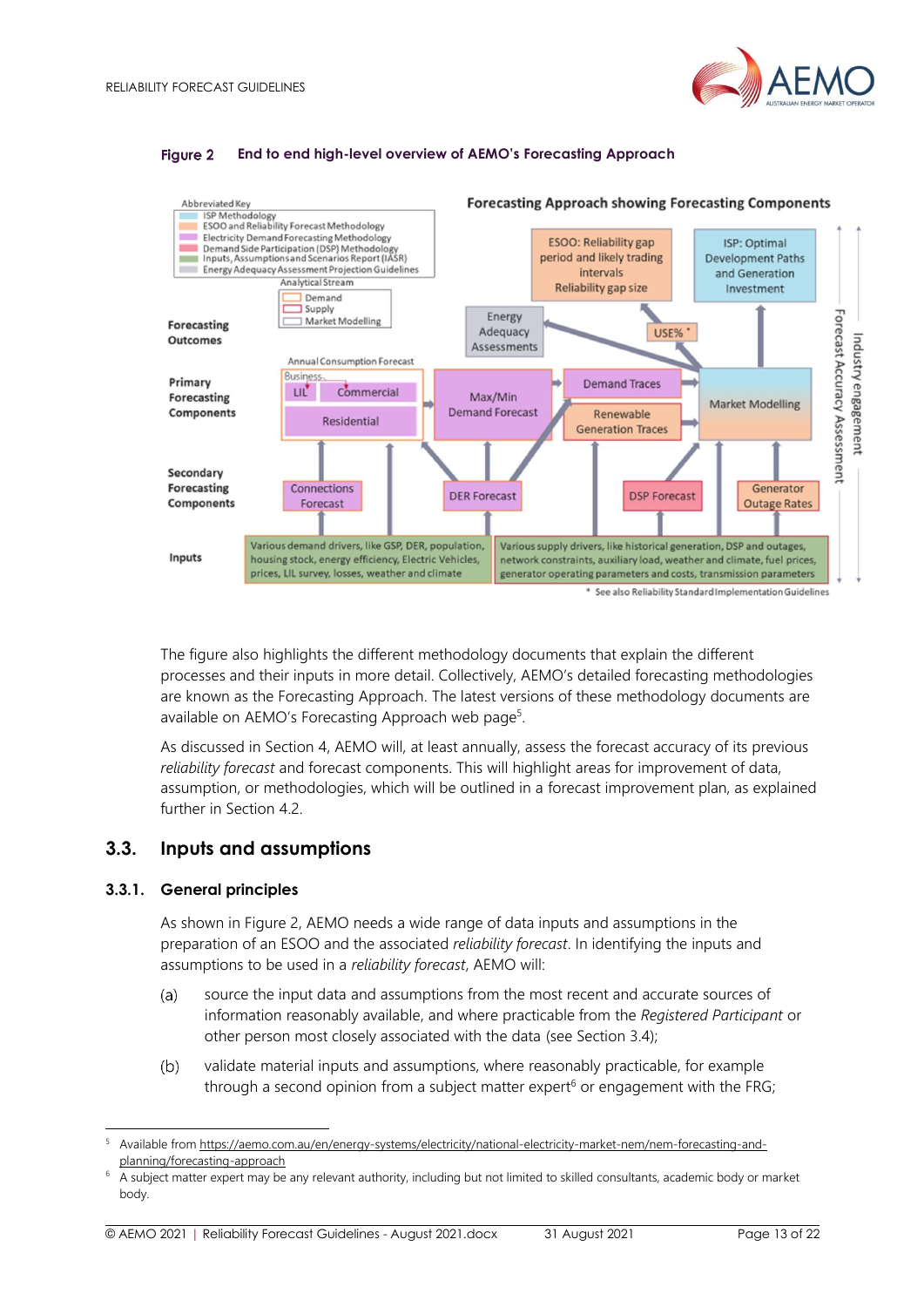**Figure 2 End to end high-level overview of AEMO's Forecasting Approach**

The figure also highlights the different methodology documents that explain the different processes and their inputs in more detail. Collectively, AEMO's detailed forecasting methodologies are known as the Forecasting Approach. The latest versions of these methodology documents are available on AEMO's Forecasting Approach web page[5].

As discussed in Section 4, AEMO will, at least annually, assess the forecast accuracy of its previous *reliability forecast* and forecast components. This will highlight areas for improvement of data, assumption, or methodologies, which will be outlined in a forecast improvement plan, as explained further in Section 4.2.

## 3.3. Inputs and assumptions

### 3.3.1. General principles

As shown in Figure 2, AEMO needs a wide range of data inputs and assumptions in the preparation of an ESOO and the associated *reliability forecast*. In identifying the inputs and assumptions to be used in a *reliability forecast*, AEMO will:

(a) source the input data and assumptions from the most recent and accurate sources of information reasonably available, and where practicable from the *Registered Participant* or other person most closely associated with the data (see Section 3.4);

(b) validate material inputs and assumptions, where reasonably practicable, for example through a second opinion from a subject matter expert[6] or engagement with the FRG;

---

[5] Available from https://aemo.com.au/en/energy-systems/electricity/national-electricity-market-nem/nem-forecasting-and-planning/forecasting-approach

[6] A subject matter expert may be any relevant authority, including but not limited to skilled consultants, academic body or market body.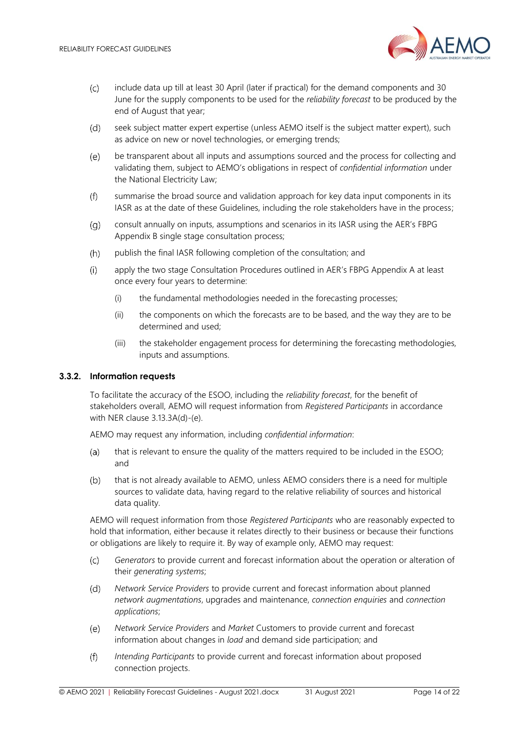(c) include data up till at least 30 April (later if practical) for the demand components and 30 June for the supply components to be used for the *reliability forecast* to be produced by the end of August that year;

(d) seek subject matter expert expertise (unless AEMO itself is the subject matter expert), such as advice on new or novel technologies, or emerging trends;

(e) be transparent about all inputs and assumptions sourced and the process for collecting and validating them, subject to AEMO's obligations in respect of *confidential information* under the National Electricity Law;

(f) summarise the broad source and validation approach for key data input components in its IASR as at the date of these Guidelines, including the role stakeholders have in the process;

(g) consult annually on inputs, assumptions and scenarios in its IASR using the AER's FBPG Appendix B single stage consultation process;

(h) publish the final IASR following completion of the consultation; and

(i) apply the two stage Consultation Procedures outlined in AER's FBPG Appendix A at least once every four years to determine:

  (i) the fundamental methodologies needed in the forecasting processes;

  (ii) the components on which the forecasts are to be based, and the way they are to be determined and used;

  (iii) the stakeholder engagement process for determining the forecasting methodologies, inputs and assumptions.

### 3.3.2. Information requests

To facilitate the accuracy of the ESOO, including the *reliability forecast*, for the benefit of stakeholders overall, AEMO will request information from *Registered Participants* in accordance with NER clause 3.13.3A(d)-(e).

AEMO may request any information, including *confidential information*:

(a) that is relevant to ensure the quality of the matters required to be included in the ESOO; and

(b) that is not already available to AEMO, unless AEMO considers there is a need for multiple sources to validate data, having regard to the relative reliability of sources and historical data quality.

AEMO will request information from those *Registered Participants* who are reasonably expected to hold that information, either because it relates directly to their business or because their functions or obligations are likely to require it. By way of example only, AEMO may request:

(c) *Generators* to provide current and forecast information about the operation or alteration of their *generating systems*;

(d) *Network Service Providers* to provide current and forecast information about planned *network augmentations*, upgrades and maintenance, *connection enquiries* and *connection applications*;

(e) *Network Service Providers* and *Market* Customers to provide current and forecast information about changes in *load* and demand side participation; and

(f) *Intending Participants* to provide current and forecast information about proposed connection projects.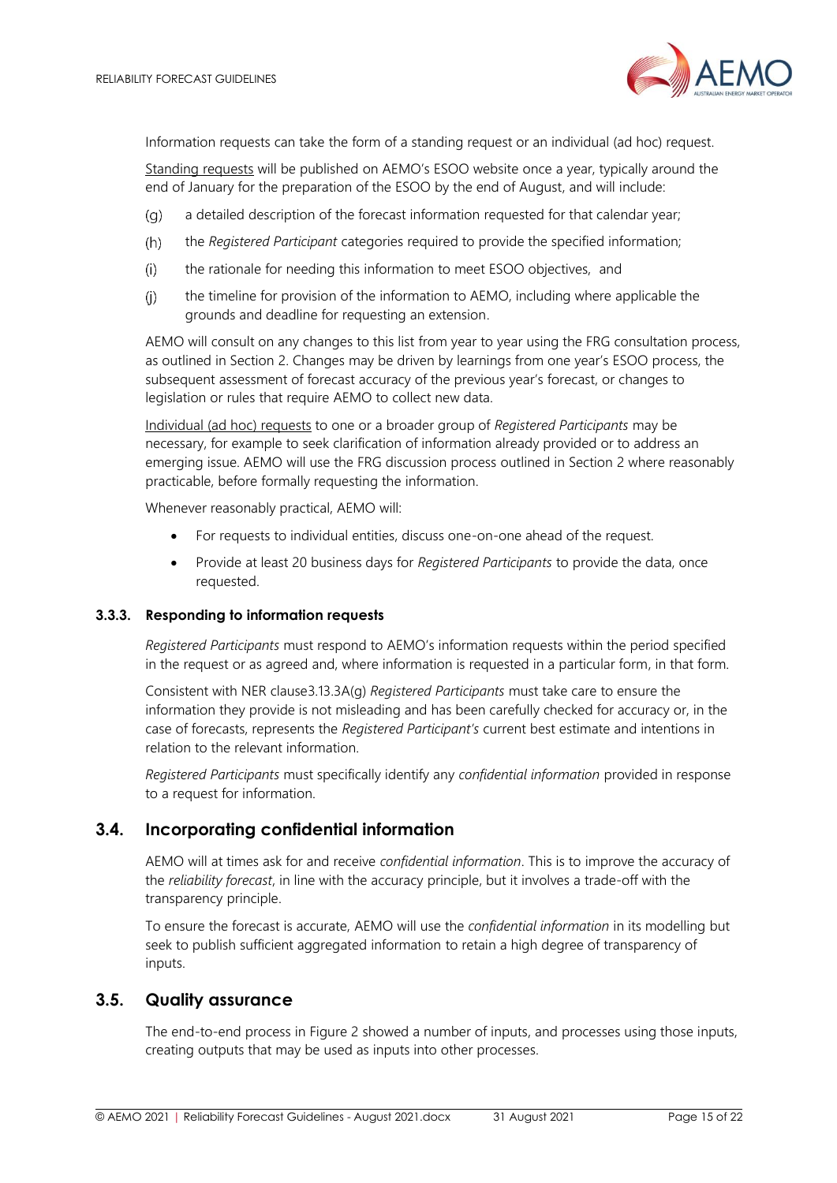Information requests can take the form of a standing request or an individual (ad hoc) request.

Standing requests will be published on AEMO's ESOO website once a year, typically around the end of January for the preparation of the ESOO by the end of August, and will include:

(g) a detailed description of the forecast information requested for that calendar year;

(h) the *Registered Participant* categories required to provide the specified information;

(i) the rationale for needing this information to meet ESOO objectives, and

(j) the timeline for provision of the information to AEMO, including where applicable the grounds and deadline for requesting an extension.

AEMO will consult on any changes to this list from year to year using the FRG consultation process, as outlined in Section 2. Changes may be driven by learnings from one year's ESOO process, the subsequent assessment of forecast accuracy of the previous year's forecast, or changes to legislation or rules that require AEMO to collect new data.

Individual (ad hoc) requests to one or a broader group of *Registered Participants* may be necessary, for example to seek clarification of information already provided or to address an emerging issue. AEMO will use the FRG discussion process outlined in Section 2 where reasonably practicable, before formally requesting the information.

Whenever reasonably practical, AEMO will:

- For requests to individual entities, discuss one-on-one ahead of the request.
- Provide at least 20 business days for *Registered Participants* to provide the data, once requested.

#### 3.3.3. Responding to information requests

*Registered Participants* must respond to AEMO's information requests within the period specified in the request or as agreed and, where information is requested in a particular form, in that form.

Consistent with NER clause3.13.3A(g) *Registered Participants* must take care to ensure the information they provide is not misleading and has been carefully checked for accuracy or, in the case of forecasts, represents the *Registered Participant's* current best estimate and intentions in relation to the relevant information.

*Registered Participants* must specifically identify any *confidential information* provided in response to a request for information.

### 3.4. Incorporating confidential information

AEMO will at times ask for and receive *confidential information*. This is to improve the accuracy of the *reliability forecast*, in line with the accuracy principle, but it involves a trade-off with the transparency principle.

To ensure the forecast is accurate, AEMO will use the *confidential information* in its modelling but seek to publish sufficient aggregated information to retain a high degree of transparency of inputs.

### 3.5. Quality assurance

The end-to-end process in Figure 2 showed a number of inputs, and processes using those inputs, creating outputs that may be used as inputs into other processes.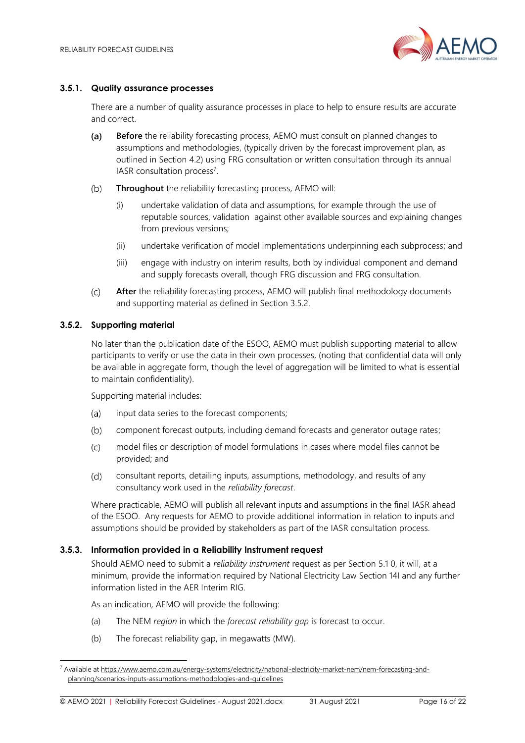### 3.5.1. Quality assurance processes

There are a number of quality assurance processes in place to help to ensure results are accurate and correct.

(a) **Before** the reliability forecasting process, AEMO must consult on planned changes to assumptions and methodologies, (typically driven by the forecast improvement plan, as outlined in Section 4.2) using FRG consultation or written consultation through its annual IASR consultation process[7].

(b) **Throughout** the reliability forecasting process, AEMO will:

   (i) undertake validation of data and assumptions, for example through the use of reputable sources, validation against other available sources and explaining changes from previous versions;

   (ii) undertake verification of model implementations underpinning each subprocess; and

   (iii) engage with industry on interim results, both by individual component and demand and supply forecasts overall, though FRG discussion and FRG consultation.

(c) **After** the reliability forecasting process, AEMO will publish final methodology documents and supporting material as defined in Section 3.5.2.

### 3.5.2. Supporting material

No later than the publication date of the ESOO, AEMO must publish supporting material to allow participants to verify or use the data in their own processes, (noting that confidential data will only be available in aggregate form, though the level of aggregation will be limited to what is essential to maintain confidentiality).

Supporting material includes:

(a) input data series to the forecast components;

(b) component forecast outputs, including demand forecasts and generator outage rates;

(c) model files or description of model formulations in cases where model files cannot be provided; and

(d) consultant reports, detailing inputs, assumptions, methodology, and results of any consultancy work used in the *reliability forecast*.

Where practicable, AEMO will publish all relevant inputs and assumptions in the final IASR ahead of the ESOO. Any requests for AEMO to provide additional information in relation to inputs and assumptions should be provided by stakeholders as part of the IASR consultation process.

### 3.5.3. Information provided in a Reliability Instrument request

Should AEMO need to submit a *reliability instrument* request as per Section 5.1 0, it will, at a minimum, provide the information required by National Electricity Law Section 14I and any further information listed in the AER Interim RIG.

As an indication, AEMO will provide the following:

(a) The NEM *region* in which the *forecast reliability gap* is forecast to occur.

(b) The forecast reliability gap, in megawatts (MW).

---

[7] Available at https://www.aemo.com.au/energy-systems/electricity/national-electricity-market-nem/nem-forecasting-and-planning/scenarios-inputs-assumptions-methodologies-and-guidelines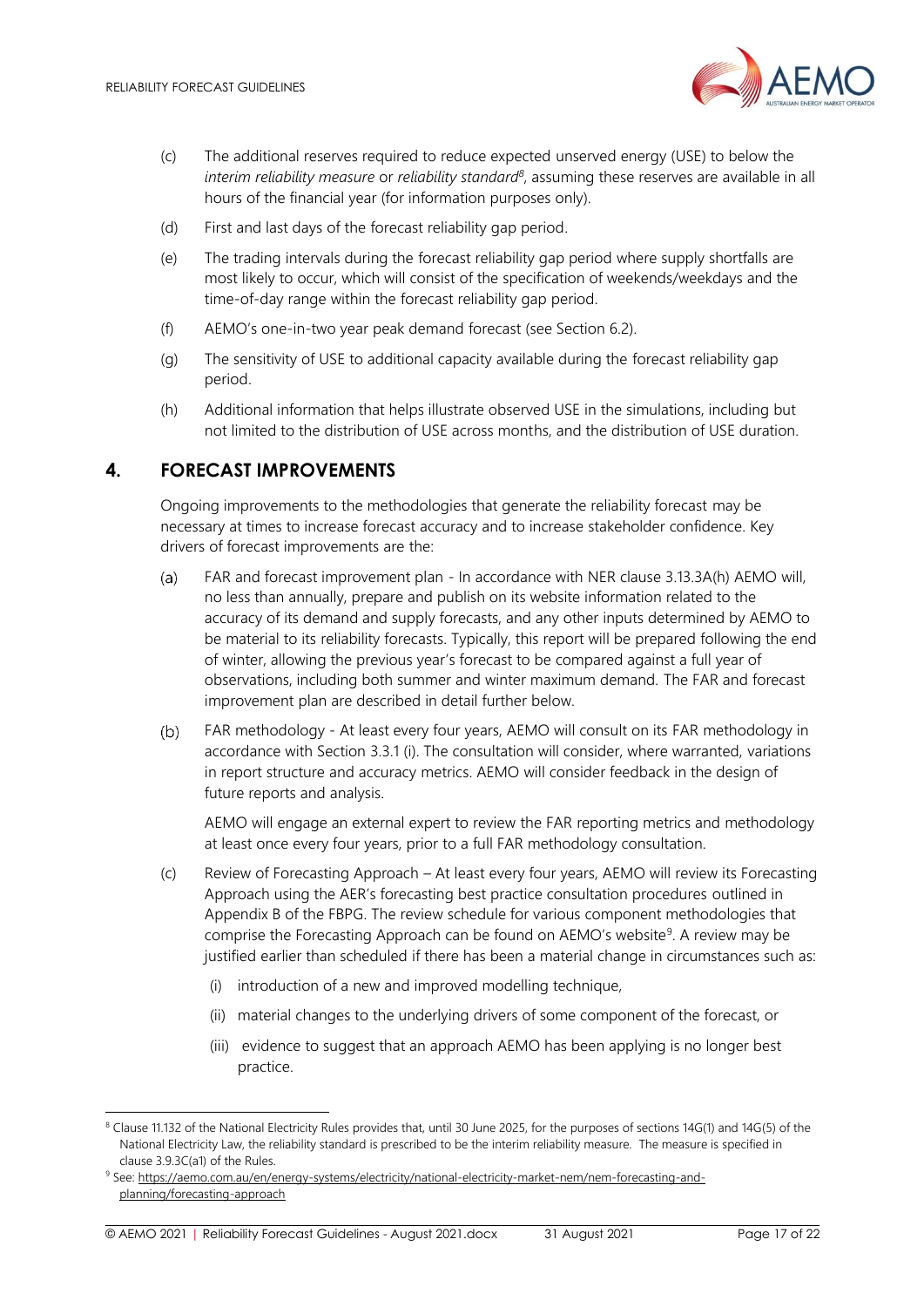(c) The additional reserves required to reduce expected unserved energy (USE) to below the *interim reliability measure* or *reliability standard*[8], assuming these reserves are available in all hours of the financial year (for information purposes only).

(d) First and last days of the forecast reliability gap period.

(e) The trading intervals during the forecast reliability gap period where supply shortfalls are most likely to occur, which will consist of the specification of weekends/weekdays and the time-of-day range within the forecast reliability gap period.

(f) AEMO's one-in-two year peak demand forecast (see Section 6.2).

(g) The sensitivity of USE to additional capacity available during the forecast reliability gap period.

(h) Additional information that helps illustrate observed USE in the simulations, including but not limited to the distribution of USE across months, and the distribution of USE duration.

## 4. FORECAST IMPROVEMENTS

Ongoing improvements to the methodologies that generate the reliability forecast may be necessary at times to increase forecast accuracy and to increase stakeholder confidence. Key drivers of forecast improvements are the:

(a) FAR and forecast improvement plan - In accordance with NER clause 3.13.3A(h) AEMO will, no less than annually, prepare and publish on its website information related to the accuracy of its demand and supply forecasts, and any other inputs determined by AEMO to be material to its reliability forecasts. Typically, this report will be prepared following the end of winter, allowing the previous year's forecast to be compared against a full year of observations, including both summer and winter maximum demand. The FAR and forecast improvement plan are described in detail further below.

(b) FAR methodology - At least every four years, AEMO will consult on its FAR methodology in accordance with Section 3.3.1 (i). The consultation will consider, where warranted, variations in report structure and accuracy metrics. AEMO will consider feedback in the design of future reports and analysis.

   AEMO will engage an external expert to review the FAR reporting metrics and methodology at least once every four years, prior to a full FAR methodology consultation.

(c) Review of Forecasting Approach – At least every four years, AEMO will review its Forecasting Approach using the AER's forecasting best practice consultation procedures outlined in Appendix B of the FBPG. The review schedule for various component methodologies that comprise the Forecasting Approach can be found on AEMO's website[9]. A review may be justified earlier than scheduled if there has been a material change in circumstances such as:

   (i) introduction of a new and improved modelling technique,

   (ii) material changes to the underlying drivers of some component of the forecast, or

   (iii) evidence to suggest that an approach AEMO has been applying is no longer best practice.

---

[8] Clause 11.132 of the National Electricity Rules provides that, until 30 June 2025, for the purposes of sections 14G(1) and 14G(5) of the National Electricity Law, the reliability standard is prescribed to be the interim reliability measure. The measure is specified in clause 3.9.3C(a1) of the Rules.

[9] See: https://aemo.com.au/en/energy-systems/electricity/national-electricity-market-nem/nem-forecasting-and-planning/forecasting-approach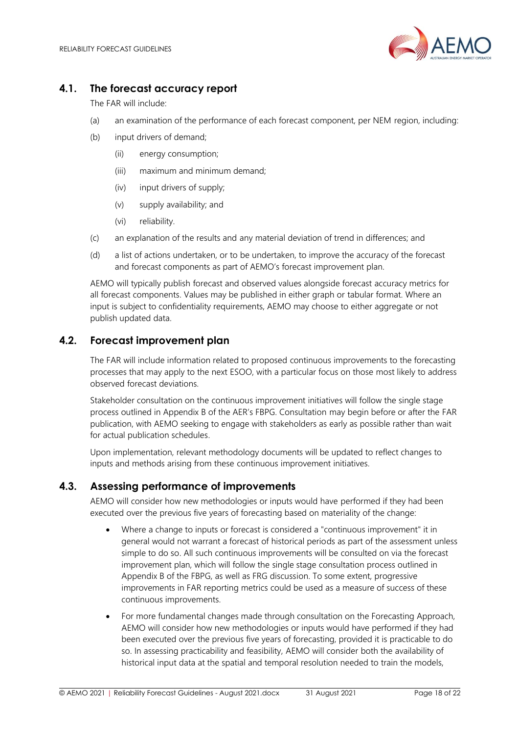## 4.1. The forecast accuracy report

The FAR will include:

(a) an examination of the performance of each forecast component, per NEM region, including:

(b) input drivers of demand;

  (ii) energy consumption;

  (iii) maximum and minimum demand;

  (iv) input drivers of supply;

  (v) supply availability; and

  (vi) reliability.

(c) an explanation of the results and any material deviation of trend in differences; and

(d) a list of actions undertaken, or to be undertaken, to improve the accuracy of the forecast and forecast components as part of AEMO's forecast improvement plan.

AEMO will typically publish forecast and observed values alongside forecast accuracy metrics for all forecast components. Values may be published in either graph or tabular format. Where an input is subject to confidentiality requirements, AEMO may choose to either aggregate or not publish updated data.

## 4.2. Forecast improvement plan

The FAR will include information related to proposed continuous improvements to the forecasting processes that may apply to the next ESOO, with a particular focus on those most likely to address observed forecast deviations.

Stakeholder consultation on the continuous improvement initiatives will follow the single stage process outlined in Appendix B of the AER's FBPG. Consultation may begin before or after the FAR publication, with AEMO seeking to engage with stakeholders as early as possible rather than wait for actual publication schedules.

Upon implementation, relevant methodology documents will be updated to reflect changes to inputs and methods arising from these continuous improvement initiatives.

## 4.3. Assessing performance of improvements

AEMO will consider how new methodologies or inputs would have performed if they had been executed over the previous five years of forecasting based on materiality of the change:

- Where a change to inputs or forecast is considered a "continuous improvement" it in general would not warrant a forecast of historical periods as part of the assessment unless simple to do so. All such continuous improvements will be consulted on via the forecast improvement plan, which will follow the single stage consultation process outlined in Appendix B of the FBPG, as well as FRG discussion. To some extent, progressive improvements in FAR reporting metrics could be used as a measure of success of these continuous improvements.
- For more fundamental changes made through consultation on the Forecasting Approach, AEMO will consider how new methodologies or inputs would have performed if they had been executed over the previous five years of forecasting, provided it is practicable to do so. In assessing practicability and feasibility, AEMO will consider both the availability of historical input data at the spatial and temporal resolution needed to train the models,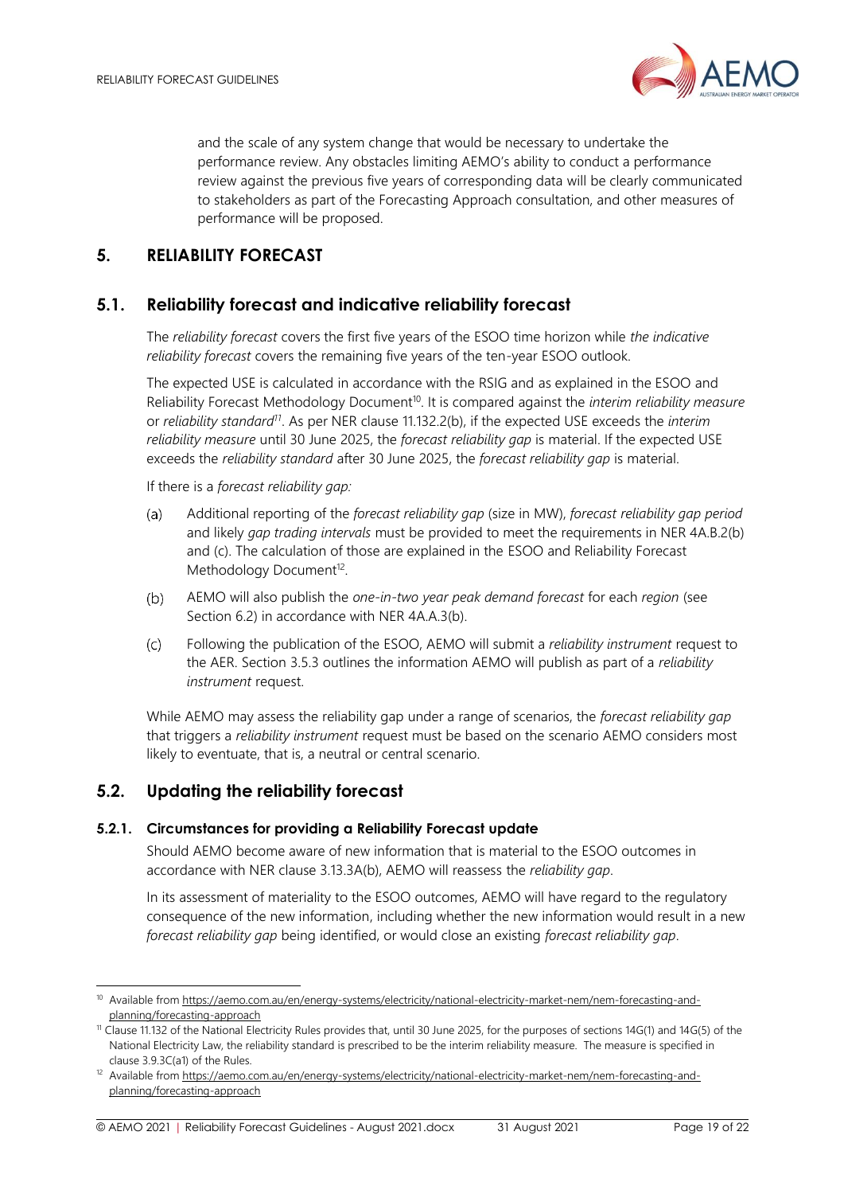and the scale of any system change that would be necessary to undertake the performance review. Any obstacles limiting AEMO's ability to conduct a performance review against the previous five years of corresponding data will be clearly communicated to stakeholders as part of the Forecasting Approach consultation, and other measures of performance will be proposed.

## 5. RELIABILITY FORECAST

### 5.1. Reliability forecast and indicative reliability forecast

The *reliability forecast* covers the first five years of the ESOO time horizon while *the indicative reliability forecast* covers the remaining five years of the ten-year ESOO outlook.

The expected USE is calculated in accordance with the RSIG and as explained in the ESOO and Reliability Forecast Methodology Document[10]. It is compared against the *interim reliability measure* or *reliability standard*[11]. As per NER clause 11.132.2(b), if the expected USE exceeds the *interim reliability measure* until 30 June 2025, the *forecast reliability gap* is material. If the expected USE exceeds the *reliability standard* after 30 June 2025, the *forecast reliability gap* is material.

If there is a *forecast reliability gap:*

(a) Additional reporting of the *forecast reliability gap* (size in MW), *forecast reliability gap period* and likely *gap trading intervals* must be provided to meet the requirements in NER 4A.B.2(b) and (c). The calculation of those are explained in the ESOO and Reliability Forecast Methodology Document[12].

(b) AEMO will also publish the *one-in-two year peak demand forecast* for each *region* (see Section 6.2) in accordance with NER 4A.A.3(b).

(c) Following the publication of the ESOO, AEMO will submit a *reliability instrument* request to the AER. Section 3.5.3 outlines the information AEMO will publish as part of a *reliability instrument* request.

While AEMO may assess the reliability gap under a range of scenarios, the *forecast reliability gap* that triggers a *reliability instrument* request must be based on the scenario AEMO considers most likely to eventuate, that is, a neutral or central scenario.

### 5.2. Updating the reliability forecast

#### 5.2.1. Circumstances for providing a Reliability Forecast update

Should AEMO become aware of new information that is material to the ESOO outcomes in accordance with NER clause 3.13.3A(b), AEMO will reassess the *reliability gap*.

In its assessment of materiality to the ESOO outcomes, AEMO will have regard to the regulatory consequence of the new information, including whether the new information would result in a new *forecast reliability gap* being identified, or would close an existing *forecast reliability gap*.

---

[10] Available from https://aemo.com.au/en/energy-systems/electricity/national-electricity-market-nem/nem-forecasting-and-planning/forecasting-approach

[11] Clause 11.132 of the National Electricity Rules provides that, until 30 June 2025, for the purposes of sections 14G(1) and 14G(5) of the National Electricity Law, the reliability standard is prescribed to be the interim reliability measure. The measure is specified in clause 3.9.3C(a1) of the Rules.

[12] Available from https://aemo.com.au/en/energy-systems/electricity/national-electricity-market-nem/nem-forecasting-and-planning/forecasting-approach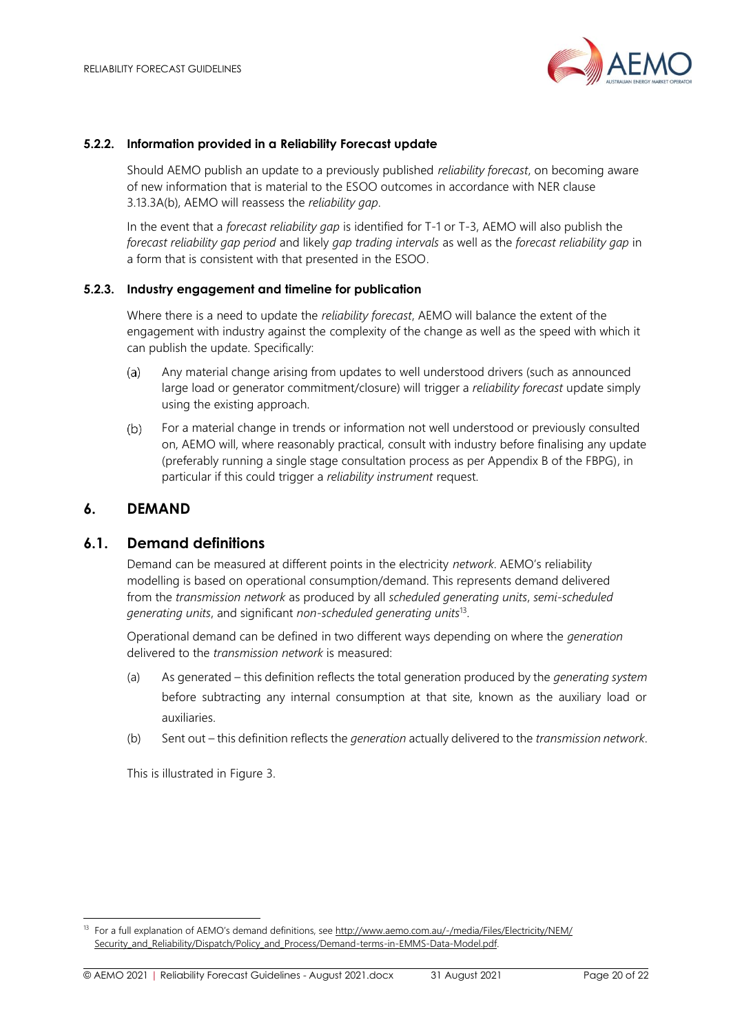#### 5.2.2. Information provided in a Reliability Forecast update

Should AEMO publish an update to a previously published *reliability forecast*, on becoming aware of new information that is material to the ESOO outcomes in accordance with NER clause 3.13.3A(b), AEMO will reassess the *reliability gap*.

In the event that a *forecast reliability gap* is identified for T-1 or T-3, AEMO will also publish the *forecast reliability gap period* and likely *gap trading intervals* as well as the *forecast reliability gap* in a form that is consistent with that presented in the ESOO.

#### 5.2.3. Industry engagement and timeline for publication

Where there is a need to update the *reliability forecast*, AEMO will balance the extent of the engagement with industry against the complexity of the change as well as the speed with which it can publish the update. Specifically:

(a) Any material change arising from updates to well understood drivers (such as announced large load or generator commitment/closure) will trigger a *reliability forecast* update simply using the existing approach.

(b) For a material change in trends or information not well understood or previously consulted on, AEMO will, where reasonably practical, consult with industry before finalising any update (preferably running a single stage consultation process as per Appendix B of the FBPG), in particular if this could trigger a *reliability instrument* request.

## 6. DEMAND

### 6.1. Demand definitions

Demand can be measured at different points in the electricity *network*. AEMO's reliability modelling is based on operational consumption/demand. This represents demand delivered from the *transmission network* as produced by all *scheduled generating units*, *semi-scheduled generating units*, and significant *non-scheduled generating units*[13].

Operational demand can be defined in two different ways depending on where the *generation* delivered to the *transmission network* is measured:

(a) As generated – this definition reflects the total generation produced by the *generating system* before subtracting any internal consumption at that site, known as the auxiliary load or auxiliaries.

(b) Sent out – this definition reflects the *generation* actually delivered to the *transmission network*.

This is illustrated in Figure 3.

[13] For a full explanation of AEMO's demand definitions, see http://www.aemo.com.au/-/media/Files/Electricity/NEM/Security_and_Reliability/Dispatch/Policy_and_Process/Demand-terms-in-EMMS-Data-Model.pdf.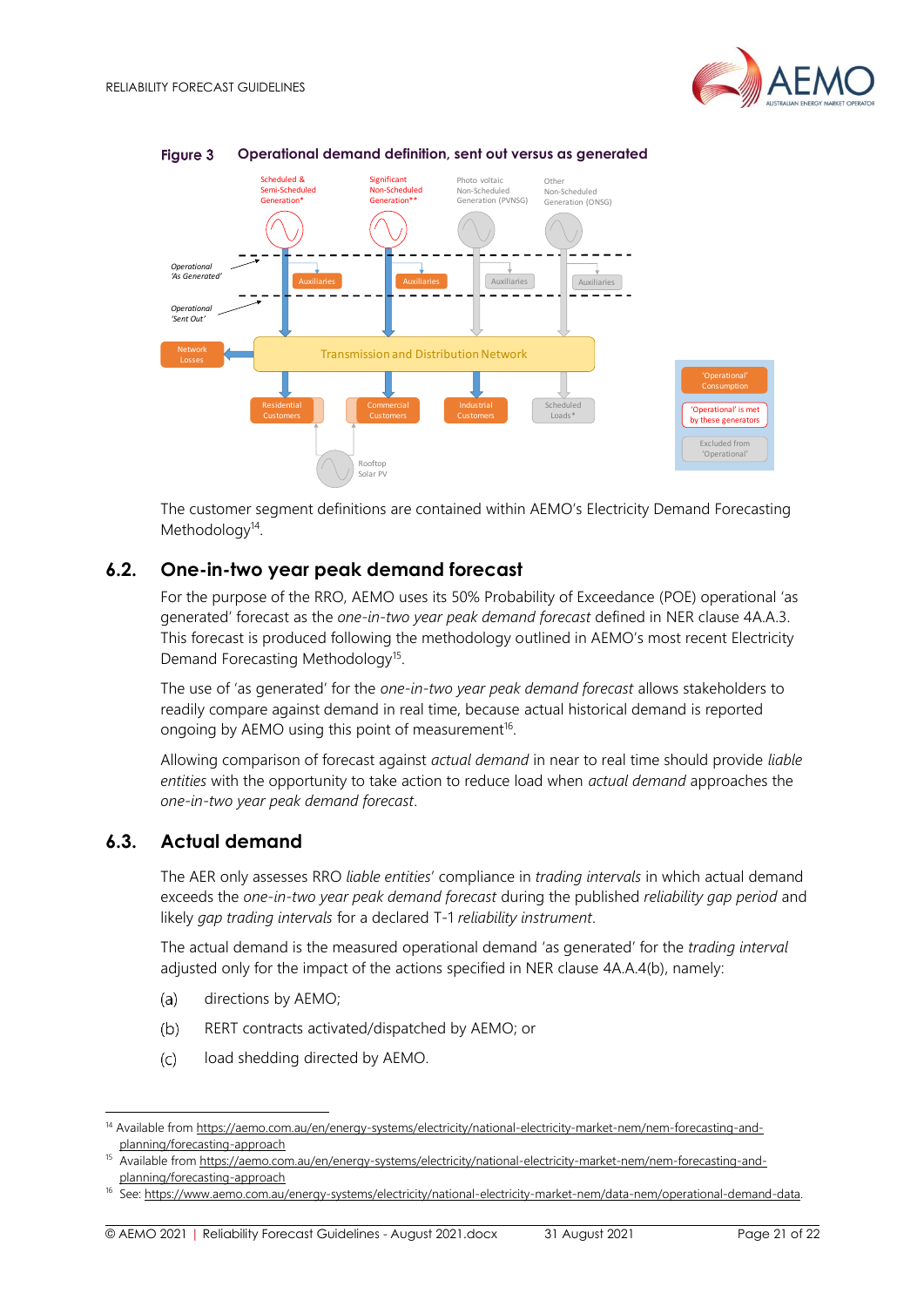**Figure 3 Operational demand definition, sent out versus as generated**

The customer segment definitions are contained within AEMO's Electricity Demand Forecasting Methodology[14].

## 6.2. One-in-two year peak demand forecast

For the purpose of the RRO, AEMO uses its 50% Probability of Exceedance (POE) operational 'as generated' forecast as the *one-in-two year peak demand forecast* defined in NER clause 4A.A.3. This forecast is produced following the methodology outlined in AEMO's most recent Electricity Demand Forecasting Methodology[15].

The use of 'as generated' for the *one-in-two year peak demand forecast* allows stakeholders to readily compare against demand in real time, because actual historical demand is reported ongoing by AEMO using this point of measurement[16].

Allowing comparison of forecast against *actual demand* in near to real time should provide *liable entities* with the opportunity to take action to reduce load when *actual demand* approaches the *one-in-two year peak demand forecast*.

## 6.3. Actual demand

The AER only assesses RRO *liable entities*' compliance in *trading intervals* in which actual demand exceeds the *one-in-two year peak demand forecast* during the published *reliability gap period* and likely *gap trading intervals* for a declared T-1 *reliability instrument*.

The actual demand is the measured operational demand 'as generated' for the *trading interval* adjusted only for the impact of the actions specified in NER clause 4A.A.4(b), namely:

(a) directions by AEMO;

(b) RERT contracts activated/dispatched by AEMO; or

(c) load shedding directed by AEMO.

---

[14] Available from https://aemo.com.au/en/energy-systems/electricity/national-electricity-market-nem/nem-forecasting-and-planning/forecasting-approach

[15] Available from https://aemo.com.au/en/energy-systems/electricity/national-electricity-market-nem/nem-forecasting-and-planning/forecasting-approach

[16] See: https://www.aemo.com.au/energy-systems/electricity/national-electricity-market-nem/data-nem/operational-demand-data.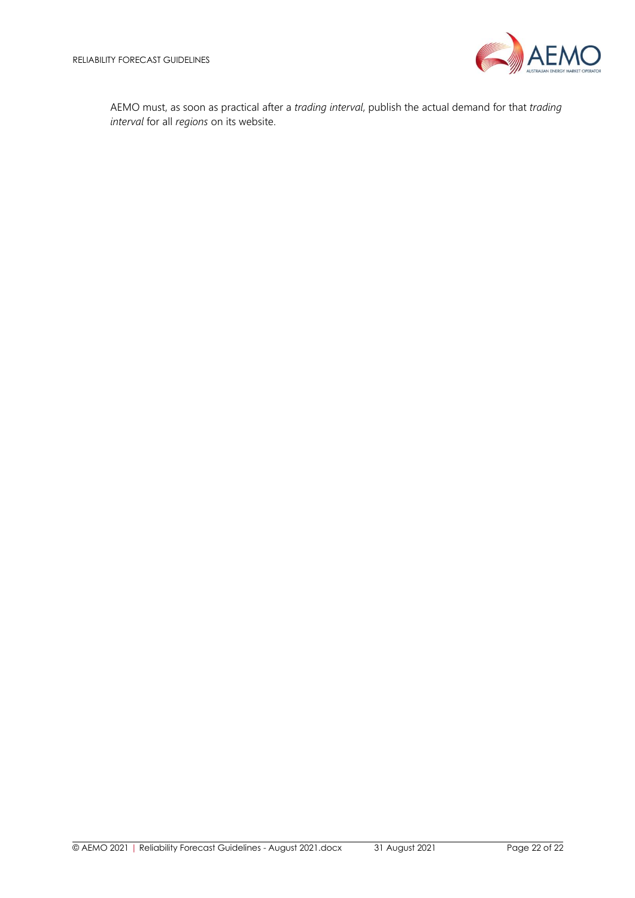AEMO must, as soon as practical after a *trading interval*, publish the actual demand for that *trading interval* for all *regions* on its website.